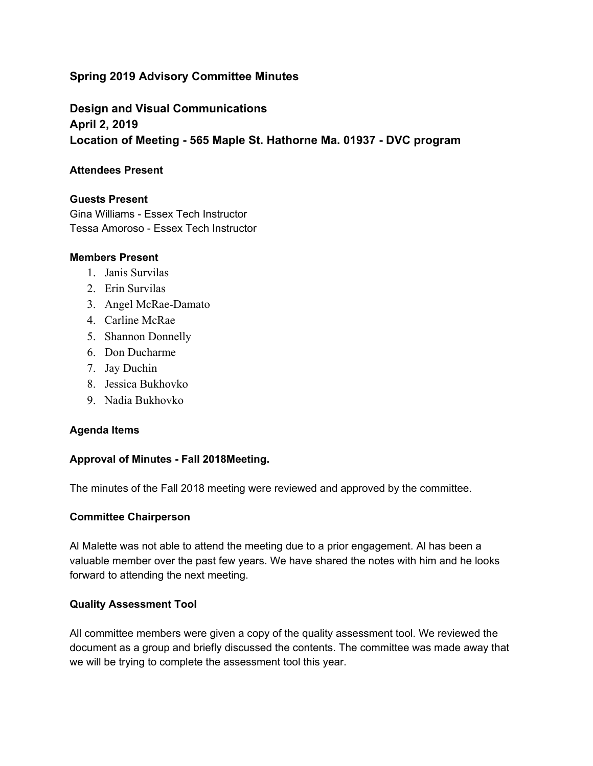## Spring 2019 Advisory Committee Minutes

## Design and Visual Communications
## April 2, 2019
## Location of Meeting - 565 Maple St. Hathorne Ma. 01937 - DVC program

**Attendees Present**

**Guests Present**
Gina Williams - Essex Tech Instructor
Tessa Amoroso - Essex Tech Instructor

**Members Present**

1. Janis Survilas
2. Erin Survilas
3. Angel McRae-Damato
4. Carline McRae
5. Shannon Donnelly
6. Don Ducharme
7. Jay Duchin
8. Jessica Bukhovko
9. Nadia Bukhovko

**Agenda Items**

**Approval of Minutes - Fall 2018Meeting.**

The minutes of the Fall 2018 meeting were reviewed and approved by the committee.

**Committee Chairperson**

Al Malette was not able to attend the meeting due to a prior engagement. Al has been a valuable member over the past few years. We have shared the notes with him and he looks forward to attending the next meeting.

**Quality Assessment Tool**

All committee members were given a copy of the quality assessment tool. We reviewed the document as a group and briefly discussed the contents. The committee was made away that we will be trying to complete the assessment tool this year.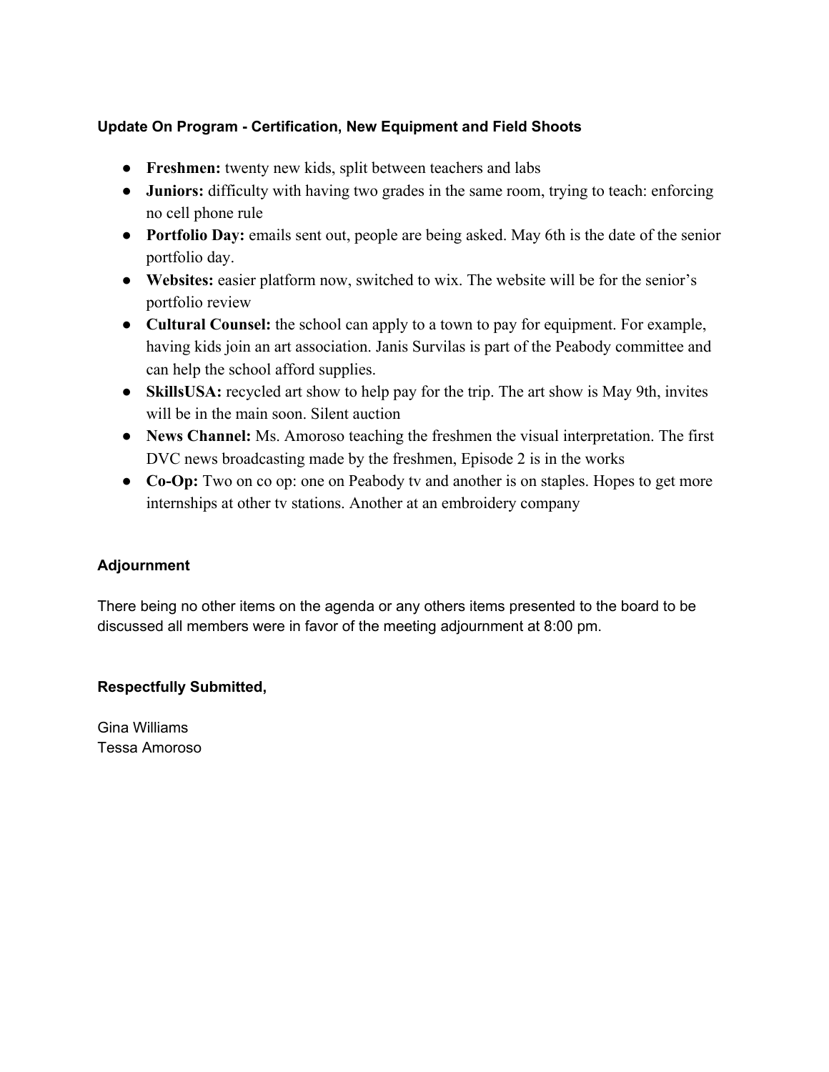**Update On Program - Certification, New Equipment and Field Shoots**

- **Freshmen:** twenty new kids, split between teachers and labs
- **Juniors:** difficulty with having two grades in the same room, trying to teach: enforcing no cell phone rule
- **Portfolio Day:** emails sent out, people are being asked. May 6th is the date of the senior portfolio day.
- **Websites:** easier platform now, switched to wix. The website will be for the senior's portfolio review
- **Cultural Counsel:** the school can apply to a town to pay for equipment. For example, having kids join an art association. Janis Survilas is part of the Peabody committee and can help the school afford supplies.
- **SkillsUSA:** recycled art show to help pay for the trip. The art show is May 9th, invites will be in the main soon. Silent auction
- **News Channel:** Ms. Amoroso teaching the freshmen the visual interpretation. The first DVC news broadcasting made by the freshmen, Episode 2 is in the works
- **Co-Op:** Two on co op: one on Peabody tv and another is on staples. Hopes to get more internships at other tv stations. Another at an embroidery company

**Adjournment**

There being no other items on the agenda or any others items presented to the board to be discussed all members were in favor of the meeting adjournment at 8:00 pm.

**Respectfully Submitted,**

Gina Williams
Tessa Amoroso